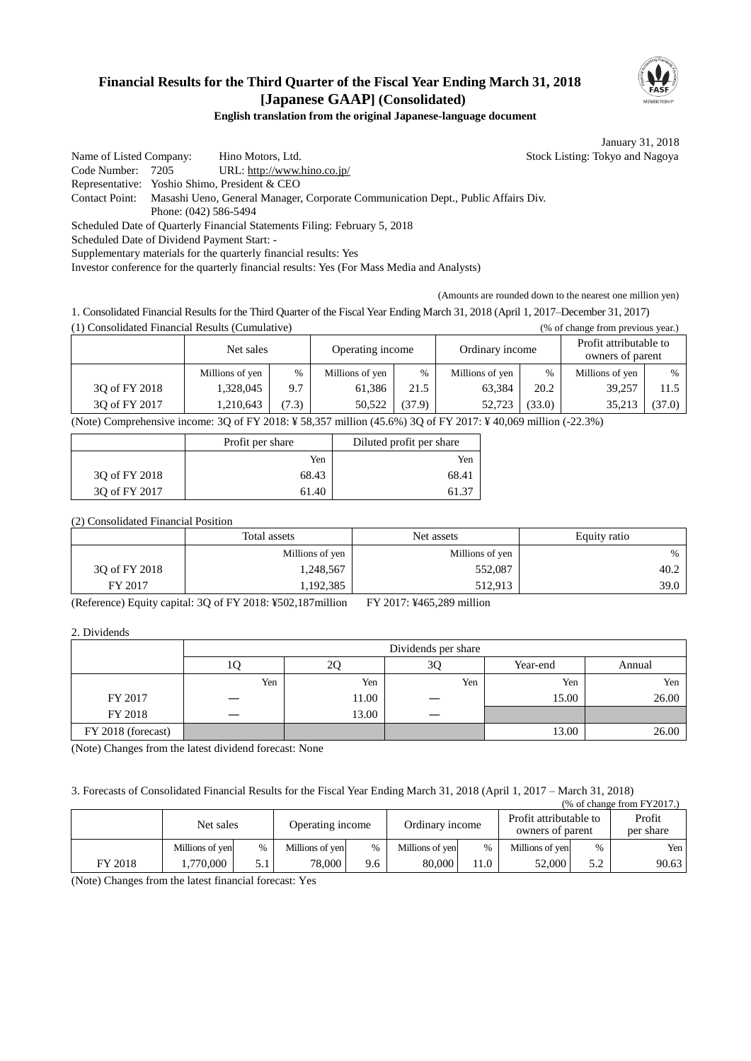# Financial Results for the Third Quarter of the Fiscal Year Ending March 31, 2018 [Japanese GAAP] (Consolidated)

**English translation from the original Japanese-language document**

January 31, 2018

Name of Listed Company: Hino Motors, Ltd. Stock Listing: Tokyo and Nagoya
Code Number: 7205 URL: http://www.hino.co.jp/
Representative: Yoshio Shimo, President & CEO
Contact Point: Masashi Ueno, General Manager, Corporate Communication Dept., Public Affairs Div.
Phone: (042) 586-5494
Scheduled Date of Quarterly Financial Statements Filing: February 5, 2018
Scheduled Date of Dividend Payment Start: -
Supplementary materials for the quarterly financial results: Yes
Investor conference for the quarterly financial results: Yes (For Mass Media and Analysts)

(Amounts are rounded down to the nearest one million yen)

1. Consolidated Financial Results for the Third Quarter of the Fiscal Year Ending March 31, 2018 (April 1, 2017–December 31, 2017)

(1) Consolidated Financial Results (Cumulative) (% of change from previous year.)

| | Net sales | | Operating income | | Ordinary income | | Profit attributable to owners of parent | |
|---|---|---|---|---|---|---|---|---|
| | Millions of yen | % | Millions of yen | % | Millions of yen | % | Millions of yen | % |
| 3Q of FY 2018 | 1,328,045 | 9.7 | 61,386 | 21.5 | 63,384 | 20.2 | 39,257 | 11.5 |
| 3Q of FY 2017 | 1,210,643 | (7.3) | 50,522 | (37.9) | 52,723 | (33.0) | 35,213 | (37.0) |

(Note) Comprehensive income: 3Q of FY 2018: ¥ 58,357 million (45.6%) 3Q of FY 2017: ¥ 40,069 million (-22.3%)

| | Profit per share | Diluted profit per share |
|---|---|---|
| | Yen | Yen |
| 3Q of FY 2018 | 68.43 | 68.41 |
| 3Q of FY 2017 | 61.40 | 61.37 |

(2) Consolidated Financial Position

| | Total assets | Net assets | Equity ratio |
|---|---|---|---|
| | Millions of yen | Millions of yen | % |
| 3Q of FY 2018 | 1,248,567 | 552,087 | 40.2 |
| FY 2017 | 1,192,385 | 512,913 | 39.0 |

(Reference) Equity capital: 3Q of FY 2018: ¥502,187million FY 2017: ¥465,289 million

2. Dividends

| | Dividends per share | | | | |
|---|---|---|---|---|---|
| | 1Q | 2Q | 3Q | Year-end | Annual |
| | Yen | Yen | Yen | Yen | Yen |
| FY 2017 | — | 11.00 | — | 15.00 | 26.00 |
| FY 2018 | — | 13.00 | — | | |
| FY 2018 (forecast) | | | | 13.00 | 26.00 |

(Note) Changes from the latest dividend forecast: None

3. Forecasts of Consolidated Financial Results for the Fiscal Year Ending March 31, 2018 (April 1, 2017 – March 31, 2018)

(% of change from FY2017.)

| | Net sales | | Operating income | | Ordinary income | | Profit attributable to owners of parent | | Profit per share |
|---|---|---|---|---|---|---|---|---|---|
| | Millions of yen | % | Millions of yen | % | Millions of yen | % | Millions of yen | % | Yen |
| FY 2018 | 1,770,000 | 5.1 | 78,000 | 9.6 | 80,000 | 11.0 | 52,000 | 5.2 | 90.63 |

(Note) Changes from the latest financial forecast: Yes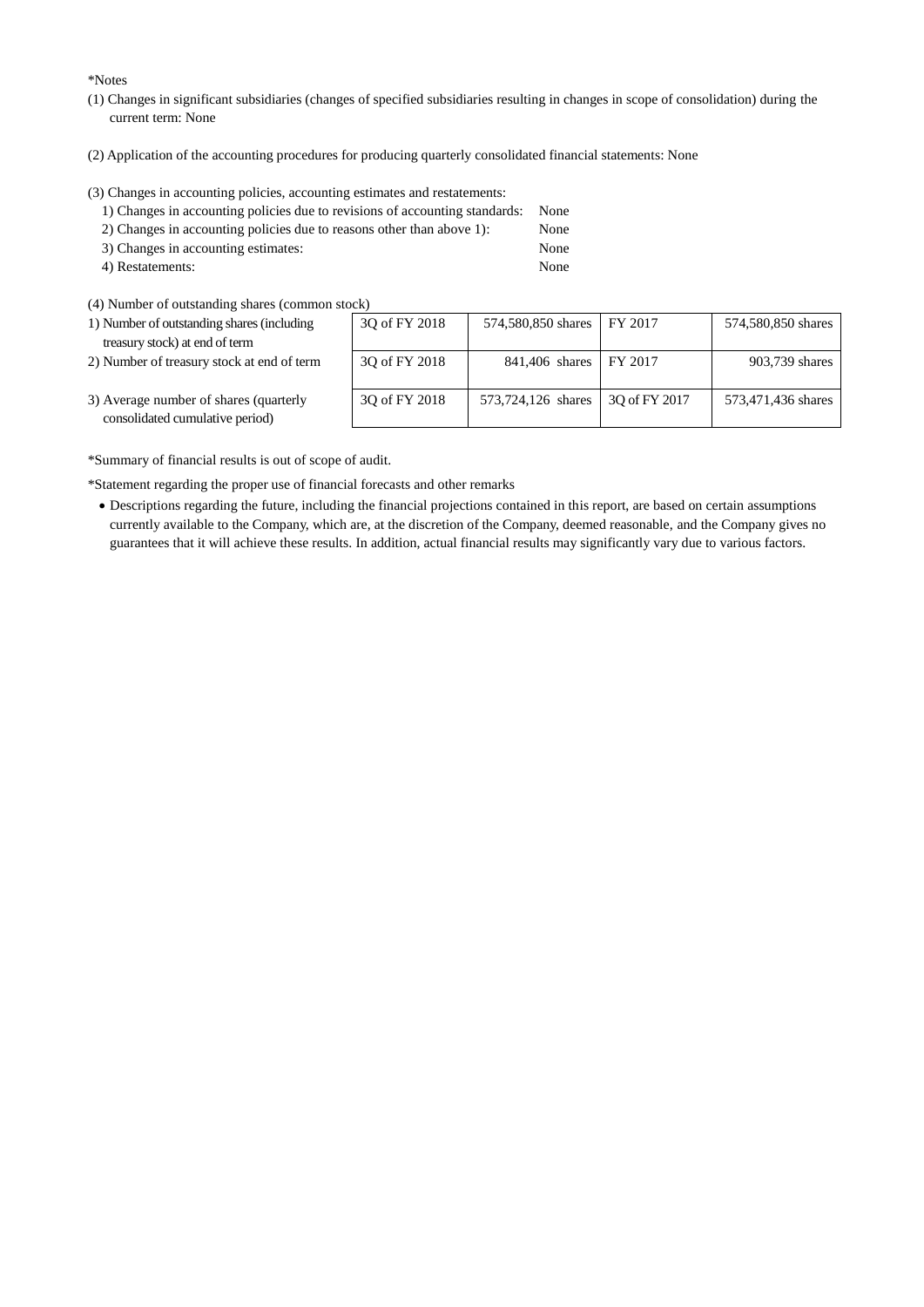*Notes

(1) Changes in significant subsidiaries (changes of specified subsidiaries resulting in changes in scope of consolidation) during the current term: None

(2) Application of the accounting procedures for producing quarterly consolidated financial statements: None

(3) Changes in accounting policies, accounting estimates and restatements:

1) Changes in accounting policies due to revisions of accounting standards: None
2) Changes in accounting policies due to reasons other than above 1): None
3) Changes in accounting estimates: None
4) Restatements: None

(4) Number of outstanding shares (common stock)

| | | | | |
|---|---|---|---|---|
| 1) Number of outstanding shares (including treasury stock) at end of term | 3Q of FY 2018 | 574,580,850 shares | FY 2017 | 574,580,850 shares |
| 2) Number of treasury stock at end of term | 3Q of FY 2018 | 841,406 shares | FY 2017 | 903,739 shares |
| 3) Average number of shares (quarterly consolidated cumulative period) | 3Q of FY 2018 | 573,724,126 shares | 3Q of FY 2017 | 573,471,436 shares |

*Summary of financial results is out of scope of audit.

*Statement regarding the proper use of financial forecasts and other remarks

- Descriptions regarding the future, including the financial projections contained in this report, are based on certain assumptions currently available to the Company, which are, at the discretion of the Company, deemed reasonable, and the Company gives no guarantees that it will achieve these results. In addition, actual financial results may significantly vary due to various factors.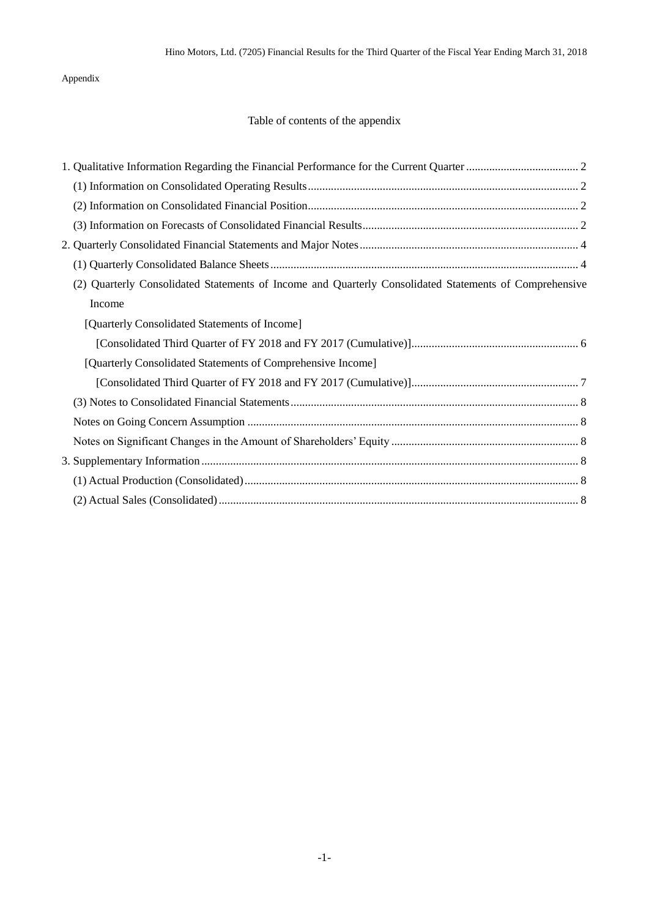Appendix

## Table of contents of the appendix

1. Qualitative Information Regarding the Financial Performance for the Current Quarter ....................................... 2
   (1) Information on Consolidated Operating Results ............................................................................................. 2
   (2) Information on Consolidated Financial Position ............................................................................................. 2
   (3) Information on Forecasts of Consolidated Financial Results ........................................................................... 2
2. Quarterly Consolidated Financial Statements and Major Notes ............................................................................ 4
   (1) Quarterly Consolidated Balance Sheets .......................................................................................................... 4
   (2) Quarterly Consolidated Statements of Income and Quarterly Consolidated Statements of Comprehensive Income
      [Quarterly Consolidated Statements of Income]
         [Consolidated Third Quarter of FY 2018 and FY 2017 (Cumulative)] .......................................................... 6
      [Quarterly Consolidated Statements of Comprehensive Income]
         [Consolidated Third Quarter of FY 2018 and FY 2017 (Cumulative)] .......................................................... 7
   (3) Notes to Consolidated Financial Statements ................................................................................................... 8
   Notes on Going Concern Assumption .................................................................................................................. 8
   Notes on Significant Changes in the Amount of Shareholders' Equity ................................................................. 8
3. Supplementary Information .................................................................................................................................. 8
   (1) Actual Production (Consolidated) ................................................................................................................... 8
   (2) Actual Sales (Consolidated) ............................................................................................................................ 8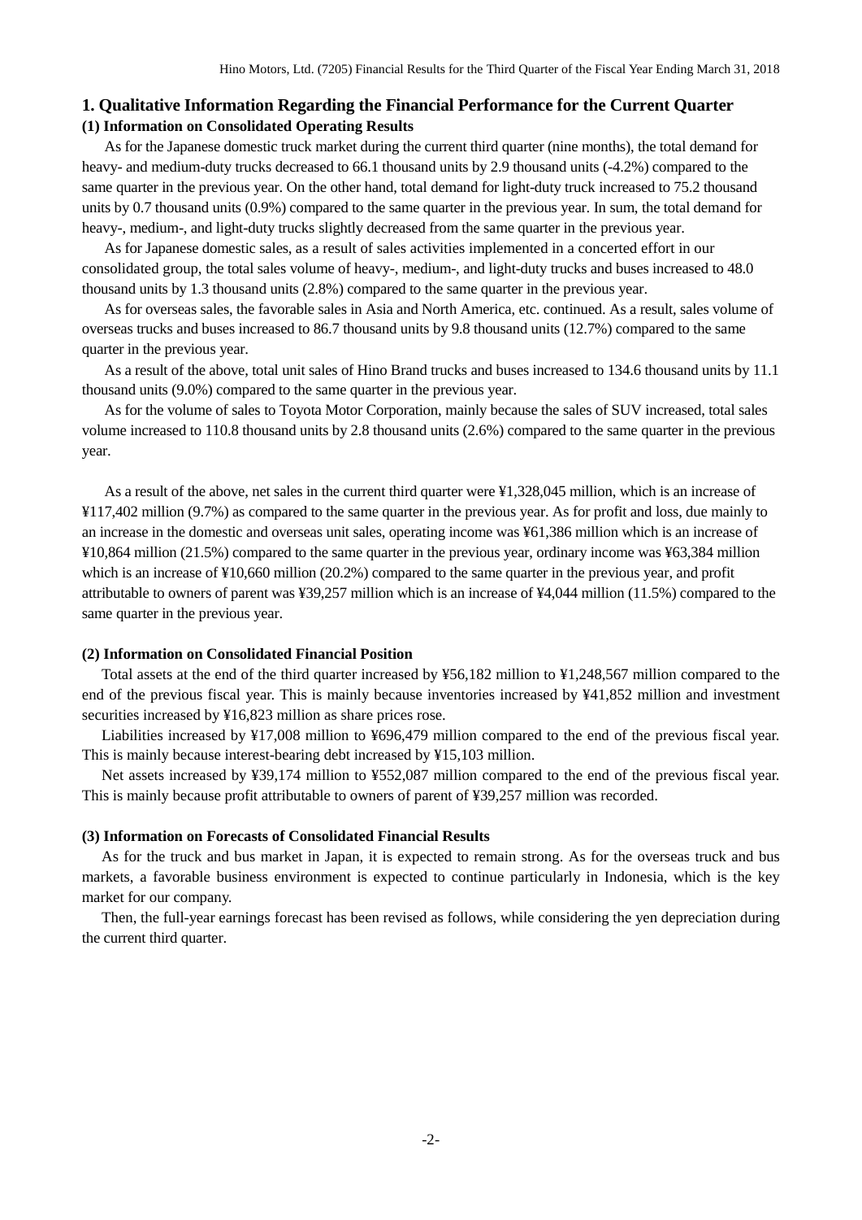## 1. Qualitative Information Regarding the Financial Performance for the Current Quarter

### (1) Information on Consolidated Operating Results

As for the Japanese domestic truck market during the current third quarter (nine months), the total demand for heavy- and medium-duty trucks decreased to 66.1 thousand units by 2.9 thousand units (-4.2%) compared to the same quarter in the previous year. On the other hand, total demand for light-duty truck increased to 75.2 thousand units by 0.7 thousand units (0.9%) compared to the same quarter in the previous year. In sum, the total demand for heavy-, medium-, and light-duty trucks slightly decreased from the same quarter in the previous year.

As for Japanese domestic sales, as a result of sales activities implemented in a concerted effort in our consolidated group, the total sales volume of heavy-, medium-, and light-duty trucks and buses increased to 48.0 thousand units by 1.3 thousand units (2.8%) compared to the same quarter in the previous year.

As for overseas sales, the favorable sales in Asia and North America, etc. continued. As a result, sales volume of overseas trucks and buses increased to 86.7 thousand units by 9.8 thousand units (12.7%) compared to the same quarter in the previous year.

As a result of the above, total unit sales of Hino Brand trucks and buses increased to 134.6 thousand units by 11.1 thousand units (9.0%) compared to the same quarter in the previous year.

As for the volume of sales to Toyota Motor Corporation, mainly because the sales of SUV increased, total sales volume increased to 110.8 thousand units by 2.8 thousand units (2.6%) compared to the same quarter in the previous year.

As a result of the above, net sales in the current third quarter were ¥1,328,045 million, which is an increase of ¥117,402 million (9.7%) as compared to the same quarter in the previous year. As for profit and loss, due mainly to an increase in the domestic and overseas unit sales, operating income was ¥61,386 million which is an increase of ¥10,864 million (21.5%) compared to the same quarter in the previous year, ordinary income was ¥63,384 million which is an increase of ¥10,660 million (20.2%) compared to the same quarter in the previous year, and profit attributable to owners of parent was ¥39,257 million which is an increase of ¥4,044 million (11.5%) compared to the same quarter in the previous year.

### (2) Information on Consolidated Financial Position

Total assets at the end of the third quarter increased by ¥56,182 million to ¥1,248,567 million compared to the end of the previous fiscal year. This is mainly because inventories increased by ¥41,852 million and investment securities increased by ¥16,823 million as share prices rose.

Liabilities increased by ¥17,008 million to ¥696,479 million compared to the end of the previous fiscal year. This is mainly because interest-bearing debt increased by ¥15,103 million.

Net assets increased by ¥39,174 million to ¥552,087 million compared to the end of the previous fiscal year. This is mainly because profit attributable to owners of parent of ¥39,257 million was recorded.

### (3) Information on Forecasts of Consolidated Financial Results

As for the truck and bus market in Japan, it is expected to remain strong. As for the overseas truck and bus markets, a favorable business environment is expected to continue particularly in Indonesia, which is the key market for our company.

Then, the full-year earnings forecast has been revised as follows, while considering the yen depreciation during the current third quarter.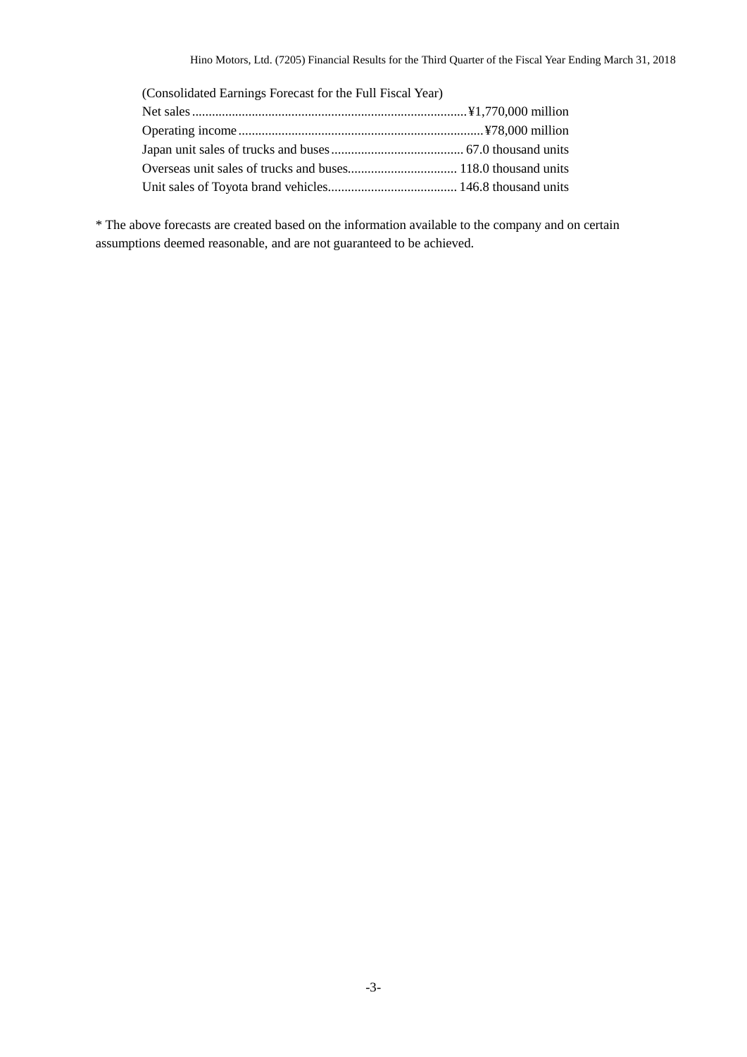(Consolidated Earnings Forecast for the Full Fiscal Year)

Net sales.................................................................................¥1,770,000 million

Operating income........................................................................¥78,000 million

Japan unit sales of trucks and buses........................................ 67.0 thousand units

Overseas unit sales of trucks and buses................................. 118.0 thousand units

Unit sales of Toyota brand vehicles....................................... 146.8 thousand units

* The above forecasts are created based on the information available to the company and on certain assumptions deemed reasonable, and are not guaranteed to be achieved.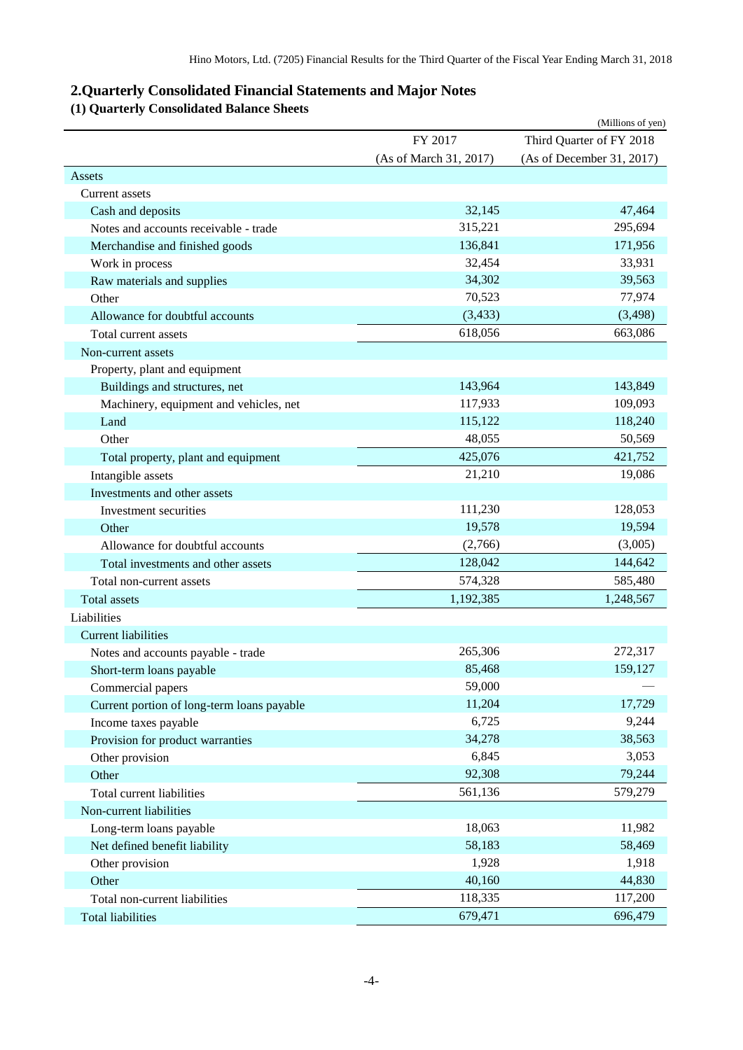## 2.Quarterly Consolidated Financial Statements and Major Notes

### (1) Quarterly Consolidated Balance Sheets

(Millions of yen)

| | FY 2017<br>(As of March 31, 2017) | Third Quarter of FY 2018<br>(As of December 31, 2017) |
|---|---|---|
| Assets | | |
| Current assets | | |
| Cash and deposits | 32,145 | 47,464 |
| Notes and accounts receivable - trade | 315,221 | 295,694 |
| Merchandise and finished goods | 136,841 | 171,956 |
| Work in process | 32,454 | 33,931 |
| Raw materials and supplies | 34,302 | 39,563 |
| Other | 70,523 | 77,974 |
| Allowance for doubtful accounts | (3,433) | (3,498) |
| Total current assets | 618,056 | 663,086 |
| Non-current assets | | |
| Property, plant and equipment | | |
| Buildings and structures, net | 143,964 | 143,849 |
| Machinery, equipment and vehicles, net | 117,933 | 109,093 |
| Land | 115,122 | 118,240 |
| Other | 48,055 | 50,569 |
| Total property, plant and equipment | 425,076 | 421,752 |
| Intangible assets | 21,210 | 19,086 |
| Investments and other assets | | |
| Investment securities | 111,230 | 128,053 |
| Other | 19,578 | 19,594 |
| Allowance for doubtful accounts | (2,766) | (3,005) |
| Total investments and other assets | 128,042 | 144,642 |
| Total non-current assets | 574,328 | 585,480 |
| Total assets | 1,192,385 | 1,248,567 |
| Liabilities | | |
| Current liabilities | | |
| Notes and accounts payable - trade | 265,306 | 272,317 |
| Short-term loans payable | 85,468 | 159,127 |
| Commercial papers | 59,000 | — |
| Current portion of long-term loans payable | 11,204 | 17,729 |
| Income taxes payable | 6,725 | 9,244 |
| Provision for product warranties | 34,278 | 38,563 |
| Other provision | 6,845 | 3,053 |
| Other | 92,308 | 79,244 |
| Total current liabilities | 561,136 | 579,279 |
| Non-current liabilities | | |
| Long-term loans payable | 18,063 | 11,982 |
| Net defined benefit liability | 58,183 | 58,469 |
| Other provision | 1,928 | 1,918 |
| Other | 40,160 | 44,830 |
| Total non-current liabilities | 118,335 | 117,200 |
| Total liabilities | 679,471 | 696,479 |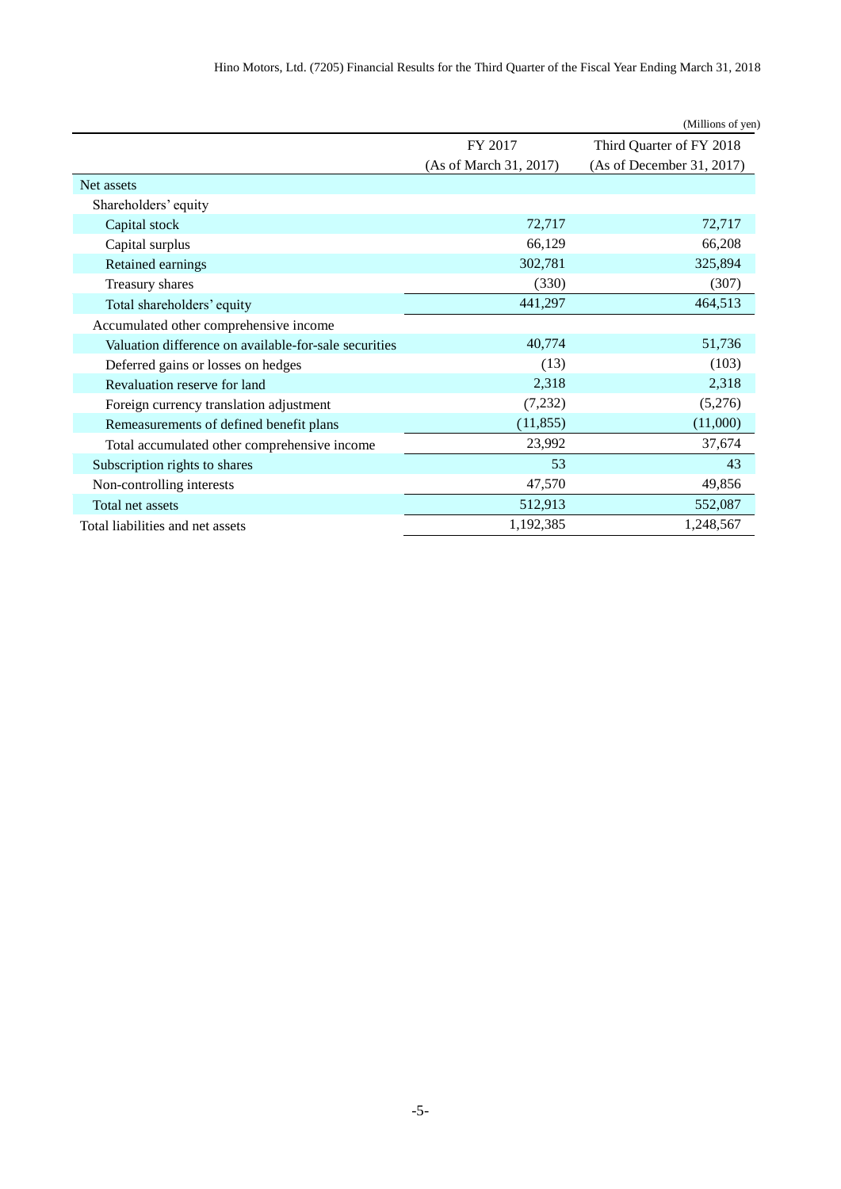(Millions of yen)

| | FY 2017 (As of March 31, 2017) | Third Quarter of FY 2018 (As of December 31, 2017) |
|---|---|---|
| Net assets | | |
| Shareholders' equity | | |
| Capital stock | 72,717 | 72,717 |
| Capital surplus | 66,129 | 66,208 |
| Retained earnings | 302,781 | 325,894 |
| Treasury shares | (330) | (307) |
| Total shareholders' equity | 441,297 | 464,513 |
| Accumulated other comprehensive income | | |
| Valuation difference on available-for-sale securities | 40,774 | 51,736 |
| Deferred gains or losses on hedges | (13) | (103) |
| Revaluation reserve for land | 2,318 | 2,318 |
| Foreign currency translation adjustment | (7,232) | (5,276) |
| Remeasurements of defined benefit plans | (11,855) | (11,000) |
| Total accumulated other comprehensive income | 23,992 | 37,674 |
| Subscription rights to shares | 53 | 43 |
| Non-controlling interests | 47,570 | 49,856 |
| Total net assets | 512,913 | 552,087 |
| Total liabilities and net assets | 1,192,385 | 1,248,567 |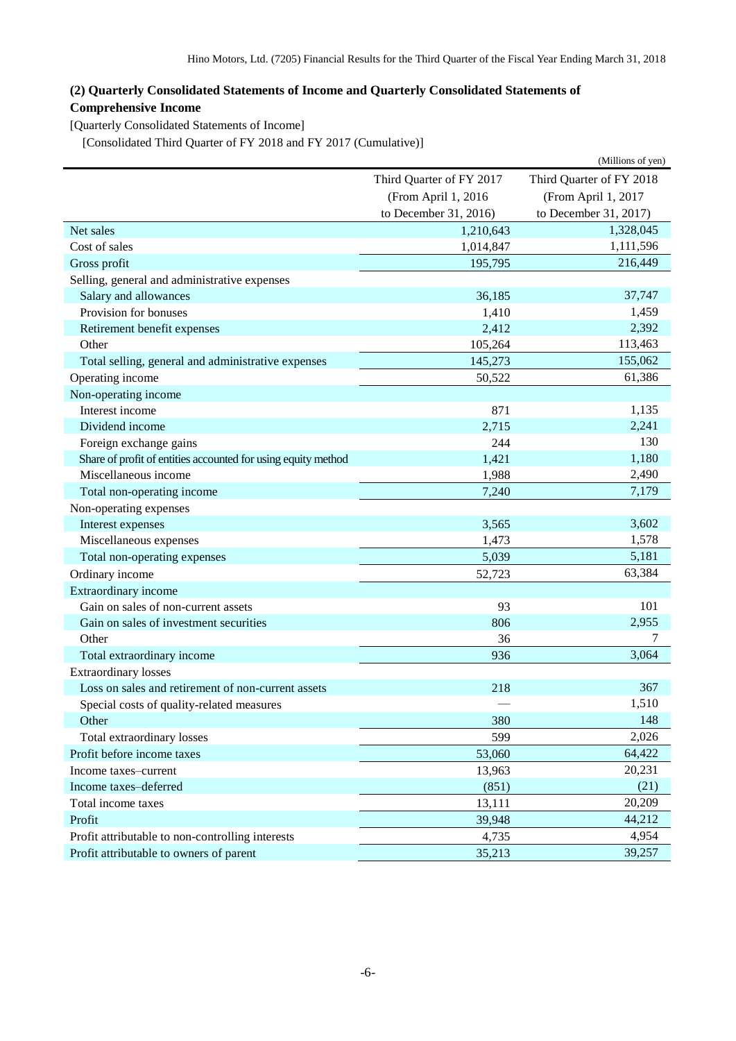## (2) Quarterly Consolidated Statements of Income and Quarterly Consolidated Statements of Comprehensive Income

[Quarterly Consolidated Statements of Income]

[Consolidated Third Quarter of FY 2018 and FY 2017 (Cumulative)]

(Millions of yen)

| | Third Quarter of FY 2017 (From April 1, 2016 to December 31, 2016) | Third Quarter of FY 2018 (From April 1, 2017 to December 31, 2017) |
|---|---|---|
| Net sales | 1,210,643 | 1,328,045 |
| Cost of sales | 1,014,847 | 1,111,596 |
| Gross profit | 195,795 | 216,449 |
| Selling, general and administrative expenses | | |
| Salary and allowances | 36,185 | 37,747 |
| Provision for bonuses | 1,410 | 1,459 |
| Retirement benefit expenses | 2,412 | 2,392 |
| Other | 105,264 | 113,463 |
| Total selling, general and administrative expenses | 145,273 | 155,062 |
| Operating income | 50,522 | 61,386 |
| Non-operating income | | |
| Interest income | 871 | 1,135 |
| Dividend income | 2,715 | 2,241 |
| Foreign exchange gains | 244 | 130 |
| Share of profit of entities accounted for using equity method | 1,421 | 1,180 |
| Miscellaneous income | 1,988 | 2,490 |
| Total non-operating income | 7,240 | 7,179 |
| Non-operating expenses | | |
| Interest expenses | 3,565 | 3,602 |
| Miscellaneous expenses | 1,473 | 1,578 |
| Total non-operating expenses | 5,039 | 5,181 |
| Ordinary income | 52,723 | 63,384 |
| Extraordinary income | | |
| Gain on sales of non-current assets | 93 | 101 |
| Gain on sales of investment securities | 806 | 2,955 |
| Other | 36 | 7 |
| Total extraordinary income | 936 | 3,064 |
| Extraordinary losses | | |
| Loss on sales and retirement of non-current assets | 218 | 367 |
| Special costs of quality-related measures | — | 1,510 |
| Other | 380 | 148 |
| Total extraordinary losses | 599 | 2,026 |
| Profit before income taxes | 53,060 | 64,422 |
| Income taxes–current | 13,963 | 20,231 |
| Income taxes–deferred | (851) | (21) |
| Total income taxes | 13,111 | 20,209 |
| Profit | 39,948 | 44,212 |
| Profit attributable to non-controlling interests | 4,735 | 4,954 |
| Profit attributable to owners of parent | 35,213 | 39,257 |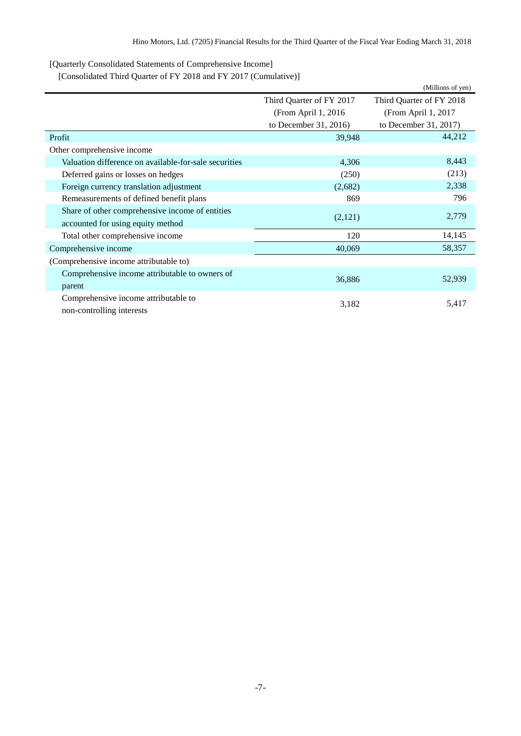[Quarterly Consolidated Statements of Comprehensive Income]

[Consolidated Third Quarter of FY 2018 and FY 2017 (Cumulative)]

(Millions of yen)

| | Third Quarter of FY 2017 (From April 1, 2016 to December 31, 2016) | Third Quarter of FY 2018 (From April 1, 2017 to December 31, 2017) |
|---|---|---|
| Profit | 39,948 | 44,212 |
| Other comprehensive income | | |
| Valuation difference on available-for-sale securities | 4,306 | 8,443 |
| Deferred gains or losses on hedges | (250) | (213) |
| Foreign currency translation adjustment | (2,682) | 2,338 |
| Remeasurements of defined benefit plans | 869 | 796 |
| Share of other comprehensive income of entities accounted for using equity method | (2,121) | 2,779 |
| Total other comprehensive income | 120 | 14,145 |
| Comprehensive income | 40,069 | 58,357 |
| (Comprehensive income attributable to) | | |
| Comprehensive income attributable to owners of parent | 36,886 | 52,939 |
| Comprehensive income attributable to non-controlling interests | 3,182 | 5,417 |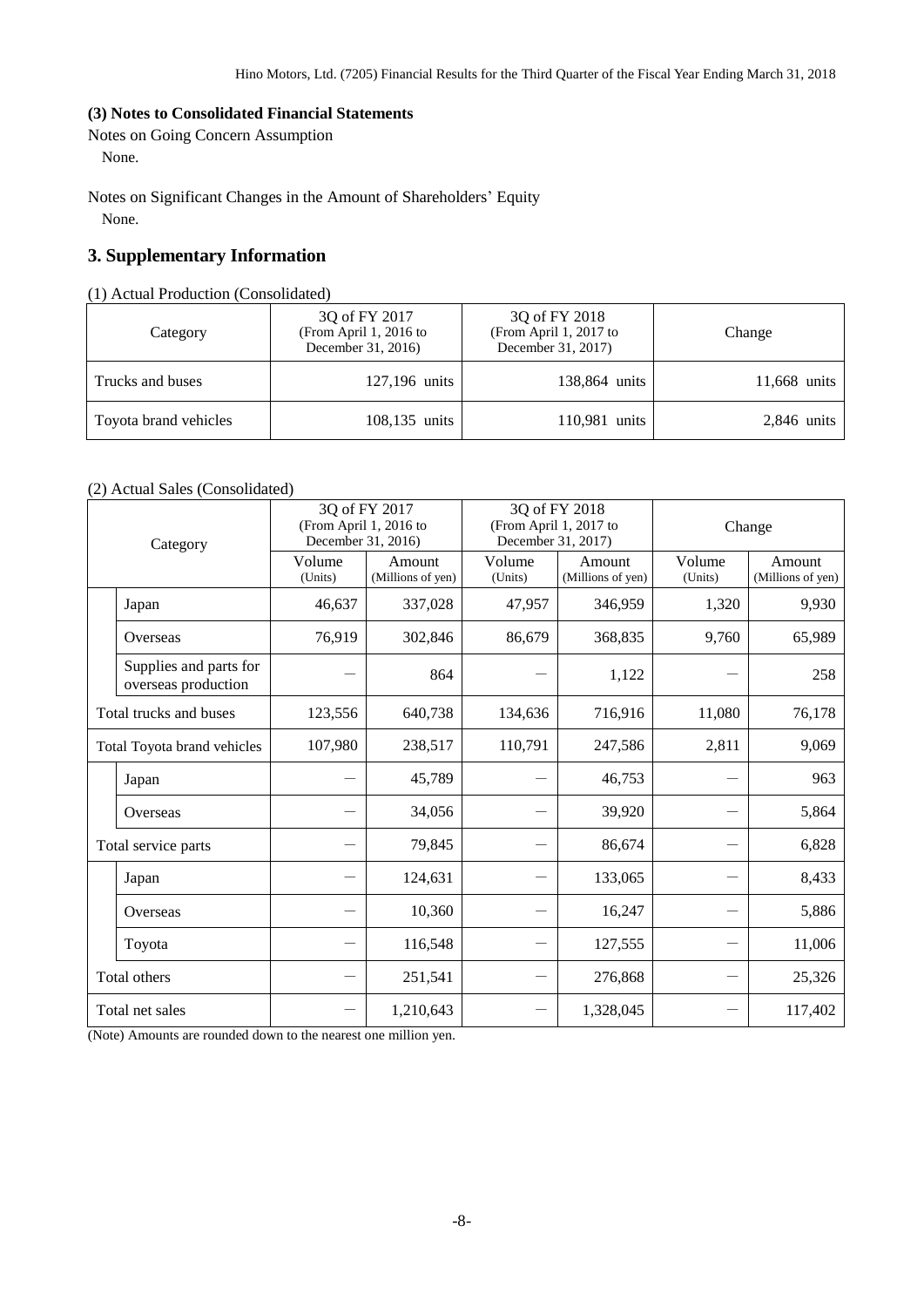### (3) Notes to Consolidated Financial Statements

Notes on Going Concern Assumption

None.

Notes on Significant Changes in the Amount of Shareholders' Equity

None.

## 3. Supplementary Information

(1) Actual Production (Consolidated)

| Category | 3Q of FY 2017 (From April 1, 2016 to December 31, 2016) | 3Q of FY 2018 (From April 1, 2017 to December 31, 2017) | Change |
|---|---|---|---|
| Trucks and buses | 127,196 units | 138,864 units | 11,668 units |
| Toyota brand vehicles | 108,135 units | 110,981 units | 2,846 units |

(2) Actual Sales (Consolidated)

| Category | | 3Q of FY 2017 (From April 1, 2016 to December 31, 2016) | | 3Q of FY 2018 (From April 1, 2017 to December 31, 2017) | | Change | |
|---|---|---|---|---|---|---|---|
| | | Volume (Units) | Amount (Millions of yen) | Volume (Units) | Amount (Millions of yen) | Volume (Units) | Amount (Millions of yen) |
| | Japan | 46,637 | 337,028 | 47,957 | 346,959 | 1,320 | 9,930 |
| | Overseas | 76,919 | 302,846 | 86,679 | 368,835 | 9,760 | 65,989 |
| | Supplies and parts for overseas production | — | 864 | — | 1,122 | — | 258 |
| Total trucks and buses | | 123,556 | 640,738 | 134,636 | 716,916 | 11,080 | 76,178 |
| Total Toyota brand vehicles | | 107,980 | 238,517 | 110,791 | 247,586 | 2,811 | 9,069 |
| | Japan | — | 45,789 | — | 46,753 | — | 963 |
| | Overseas | — | 34,056 | — | 39,920 | — | 5,864 |
| Total service parts | | — | 79,845 | — | 86,674 | — | 6,828 |
| | Japan | — | 124,631 | — | 133,065 | — | 8,433 |
| | Overseas | — | 10,360 | — | 16,247 | — | 5,886 |
| | Toyota | — | 116,548 | — | 127,555 | — | 11,006 |
| Total others | | — | 251,541 | — | 276,868 | — | 25,326 |
| Total net sales | | — | 1,210,643 | — | 1,328,045 | — | 117,402 |

(Note) Amounts are rounded down to the nearest one million yen.